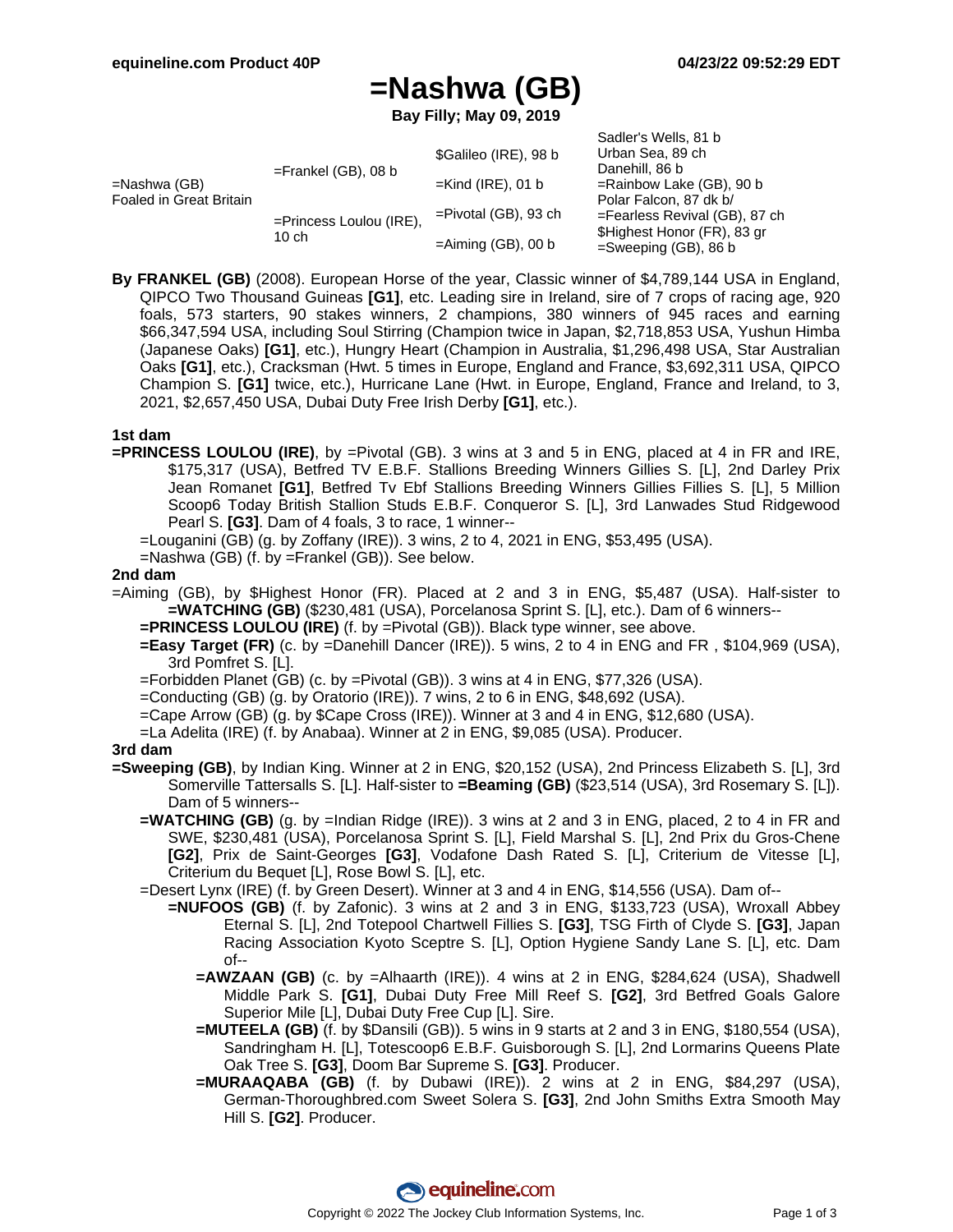# =Nashwa (GB)

**Bay Filly; May 09, 2019**

| | | | |
|---|---|---|---|
| =Nashwa (GB) Foaled in Great Britain | =Frankel (GB), 08 b | $Galileo (IRE), 98 b | Sadler's Wells, 81 b |
| | | | Urban Sea, 89 ch |
| | | =Kind (IRE), 01 b | Danehill, 86 b |
| | | | =Rainbow Lake (GB), 90 b |
| | =Princess Loulou (IRE), 10 ch | =Pivotal (GB), 93 ch | Polar Falcon, 87 dk b/ |
| | | | =Fearless Revival (GB), 87 ch |
| | | =Aiming (GB), 00 b | $Highest Honor (FR), 83 gr |
| | | | =Sweeping (GB), 86 b |

**By FRANKEL (GB)** (2008). European Horse of the year, Classic winner of $4,789,144 USA in England, QIPCO Two Thousand Guineas **[G1]**, etc. Leading sire in Ireland, sire of 7 crops of racing age, 920 foals, 573 starters, 90 stakes winners, 2 champions, 380 winners of 945 races and earning $66,347,594 USA, including Soul Stirring (Champion twice in Japan, $2,718,853 USA, Yushun Himba (Japanese Oaks) **[G1]**, etc.), Hungry Heart (Champion in Australia, $1,296,498 USA, Star Australian Oaks **[G1]**, etc.), Cracksman (Hwt. 5 times in Europe, England and France, $3,692,311 USA, QIPCO Champion S. **[G1]** twice, etc.), Hurricane Lane (Hwt. in Europe, England, France and Ireland, to 3, 2021, $2,657,450 USA, Dubai Duty Free Irish Derby **[G1]**, etc.).

### 1st dam

**=PRINCESS LOULOU (IRE)**, by =Pivotal (GB). 3 wins at 3 and 5 in ENG, placed at 4 in FR and IRE, $175,317 (USA), Betfred TV E.B.F. Stallions Breeding Winners Gillies S. [L], 2nd Darley Prix Jean Romanet **[G1]**, Betfred Tv Ebf Stallions Breeding Winners Gillies Fillies S. [L], 5 Million Scoop6 Today British Stallion Studs E.B.F. Conqueror S. [L], 3rd Lanwades Stud Ridgewood Pearl S. **[G3]**. Dam of 4 foals, 3 to race, 1 winner--

- =Louganini (GB) (g. by Zoffany (IRE)). 3 wins, 2 to 4, 2021 in ENG, $53,495 (USA).
- =Nashwa (GB) (f. by =Frankel (GB)). See below.

### 2nd dam

=Aiming (GB), by $Highest Honor (FR). Placed at 2 and 3 in ENG, $5,487 (USA). Half-sister to **=WATCHING (GB)** ($230,481 (USA), Porcelanosa Sprint S. [L], etc.). Dam of 6 winners--

- **=PRINCESS LOULOU (IRE)** (f. by =Pivotal (GB)). Black type winner, see above.
- **=Easy Target (FR)** (c. by =Danehill Dancer (IRE)). 5 wins, 2 to 4 in ENG and FR , $104,969 (USA), 3rd Pomfret S. [L].
- =Forbidden Planet (GB) (c. by =Pivotal (GB)). 3 wins at 4 in ENG, $77,326 (USA).
- =Conducting (GB) (g. by Oratorio (IRE)). 7 wins, 2 to 6 in ENG, $48,692 (USA).
- =Cape Arrow (GB) (g. by $Cape Cross (IRE)). Winner at 3 and 4 in ENG, $12,680 (USA).
- =La Adelita (IRE) (f. by Anabaa). Winner at 2 in ENG, $9,085 (USA). Producer.

### 3rd dam

**=Sweeping (GB)**, by Indian King. Winner at 2 in ENG, $20,152 (USA), 2nd Princess Elizabeth S. [L], 3rd Somerville Tattersalls S. [L]. Half-sister to **=Beaming (GB)** ($23,514 (USA), 3rd Rosemary S. [L]). Dam of 5 winners--

- **=WATCHING (GB)** (g. by =Indian Ridge (IRE)). 3 wins at 2 and 3 in ENG, placed, 2 to 4 in FR and SWE, $230,481 (USA), Porcelanosa Sprint S. [L], Field Marshal S. [L], 2nd Prix du Gros-Chene **[G2]**, Prix de Saint-Georges **[G3]**, Vodafone Dash Rated S. [L], Criterium de Vitesse [L], Criterium du Bequet [L], Rose Bowl S. [L], etc.
- =Desert Lynx (IRE) (f. by Green Desert). Winner at 3 and 4 in ENG, $14,556 (USA). Dam of--
  - **=NUFOOS (GB)** (f. by Zafonic). 3 wins at 2 and 3 in ENG, $133,723 (USA), Wroxall Abbey Eternal S. [L], 2nd Totepool Chartwell Fillies S. **[G3]**, TSG Firth of Clyde S. **[G3]**, Japan Racing Association Kyoto Sceptre S. [L], Option Hygiene Sandy Lane S. [L], etc. Dam of--
    - **=AWZAAN (GB)** (c. by =Alhaarth (IRE)). 4 wins at 2 in ENG, $284,624 (USA), Shadwell Middle Park S. **[G1]**, Dubai Duty Free Mill Reef S. **[G2]**, 3rd Betfred Goals Galore Superior Mile [L], Dubai Duty Free Cup [L]. Sire.
    - **=MUTEELA (GB)** (f. by $Dansili (GB)). 5 wins in 9 starts at 2 and 3 in ENG, $180,554 (USA), Sandringham H. [L], Totescoop6 E.B.F. Guisborough S. [L], 2nd Lormarins Queens Plate Oak Tree S. **[G3]**, Doom Bar Supreme S. **[G3]**. Producer.
    - **=MURAAQABA (GB)** (f. by Dubawi (IRE)). 2 wins at 2 in ENG, $84,297 (USA), German-Thoroughbred.com Sweet Solera S. **[G3]**, 2nd John Smiths Extra Smooth May Hill S. **[G2]**. Producer.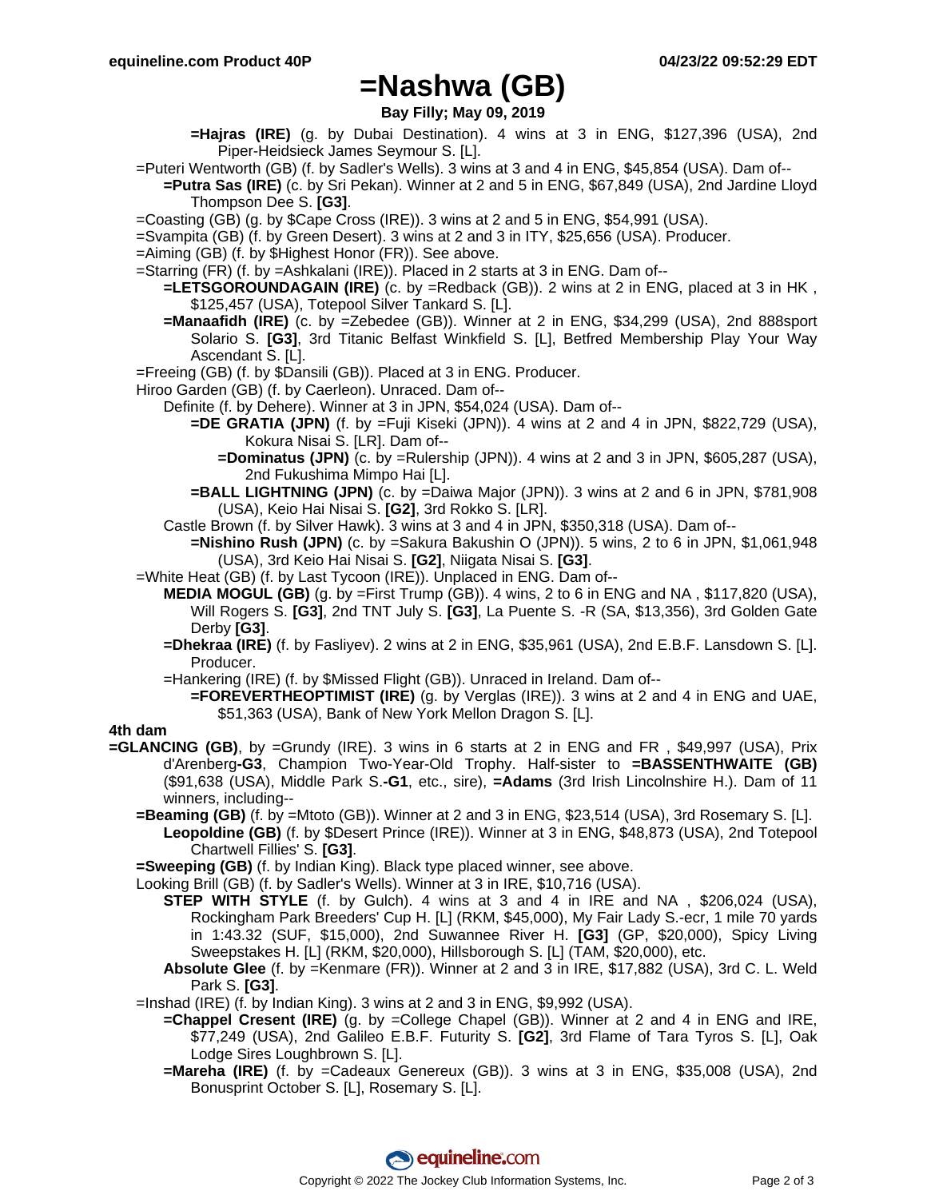# =Nashwa (GB)

**Bay Filly; May 09, 2019**

**=Hajras (IRE)** (g. by Dubai Destination). 4 wins at 3 in ENG, $127,396 (USA), 2nd Piper-Heidsieck James Seymour S. [L].

=Puteri Wentworth (GB) (f. by Sadler's Wells). 3 wins at 3 and 4 in ENG, $45,854 (USA). Dam of--

**=Putra Sas (IRE)** (c. by Sri Pekan). Winner at 2 and 5 in ENG, $67,849 (USA), 2nd Jardine Lloyd Thompson Dee S. **[G3]**.

=Coasting (GB) (g. by $Cape Cross (IRE)). 3 wins at 2 and 5 in ENG, $54,991 (USA).

=Svampita (GB) (f. by Green Desert). 3 wins at 2 and 3 in ITY, $25,656 (USA). Producer.

=Aiming (GB) (f. by $Highest Honor (FR)). See above.

=Starring (FR) (f. by =Ashkalani (IRE)). Placed in 2 starts at 3 in ENG. Dam of--

**=LETSGOROUNDAGAIN (IRE)** (c. by =Redback (GB)). 2 wins at 2 in ENG, placed at 3 in HK , $125,457 (USA), Totepool Silver Tankard S. [L].

**=Manaafidh (IRE)** (c. by =Zebedee (GB)). Winner at 2 in ENG, $34,299 (USA), 2nd 888sport Solario S. **[G3]**, 3rd Titanic Belfast Winkfield S. [L], Betfred Membership Play Your Way Ascendant S. [L].

=Freeing (GB) (f. by $Dansili (GB)). Placed at 3 in ENG. Producer.

Hiroo Garden (GB) (f. by Caerleon). Unraced. Dam of--

Definite (f. by Dehere). Winner at 3 in JPN, $54,024 (USA). Dam of--

**=DE GRATIA (JPN)** (f. by =Fuji Kiseki (JPN)). 4 wins at 2 and 4 in JPN, $822,729 (USA), Kokura Nisai S. [LR]. Dam of--

**=Dominatus (JPN)** (c. by =Rulership (JPN)). 4 wins at 2 and 3 in JPN, $605,287 (USA), 2nd Fukushima Mimpo Hai [L].

**=BALL LIGHTNING (JPN)** (c. by =Daiwa Major (JPN)). 3 wins at 2 and 6 in JPN, $781,908 (USA), Keio Hai Nisai S. **[G2]**, 3rd Rokko S. [LR].

Castle Brown (f. by Silver Hawk). 3 wins at 3 and 4 in JPN, $350,318 (USA). Dam of--

**=Nishino Rush (JPN)** (c. by =Sakura Bakushin O (JPN)). 5 wins, 2 to 6 in JPN, $1,061,948 (USA), 3rd Keio Hai Nisai S. **[G2]**, Niigata Nisai S. **[G3]**.

=White Heat (GB) (f. by Last Tycoon (IRE)). Unplaced in ENG. Dam of--

**MEDIA MOGUL (GB)** (g. by =First Trump (GB)). 4 wins, 2 to 6 in ENG and NA , $117,820 (USA), Will Rogers S. **[G3]**, 2nd TNT July S. **[G3]**, La Puente S. -R (SA, $13,356), 3rd Golden Gate Derby **[G3]**.

**=Dhekraa (IRE)** (f. by Fasliyev). 2 wins at 2 in ENG, $35,961 (USA), 2nd E.B.F. Lansdown S. [L]. Producer.

=Hankering (IRE) (f. by $Missed Flight (GB)). Unraced in Ireland. Dam of--

**=FOREVERTHEOPTIMIST (IRE)** (g. by Verglas (IRE)). 3 wins at 2 and 4 in ENG and UAE, $51,363 (USA), Bank of New York Mellon Dragon S. [L].

**4th dam**

**=GLANCING (GB)**, by =Grundy (IRE). 3 wins in 6 starts at 2 in ENG and FR , $49,997 (USA), Prix d'Arenberg**-G3**, Champion Two-Year-Old Trophy. Half-sister to **=BASSENTHWAITE (GB)** ($91,638 (USA), Middle Park S.**-G1**, etc., sire), **=Adams** (3rd Irish Lincolnshire H.). Dam of 11 winners, including--

**=Beaming (GB)** (f. by =Mtoto (GB)). Winner at 2 and 3 in ENG, $23,514 (USA), 3rd Rosemary S. [L].

**Leopoldine (GB)** (f. by $Desert Prince (IRE)). Winner at 3 in ENG, $48,873 (USA), 2nd Totepool Chartwell Fillies' S. **[G3]**.

**=Sweeping (GB)** (f. by Indian King). Black type placed winner, see above.

Looking Brill (GB) (f. by Sadler's Wells). Winner at 3 in IRE, $10,716 (USA).

**STEP WITH STYLE** (f. by Gulch). 4 wins at 3 and 4 in IRE and NA , $206,024 (USA), Rockingham Park Breeders' Cup H. [L] (RKM, $45,000), My Fair Lady S.-ecr, 1 mile 70 yards in 1:43.32 (SUF, $15,000), 2nd Suwannee River H. **[G3]** (GP, $20,000), Spicy Living Sweepstakes H. [L] (RKM, $20,000), Hillsborough S. [L] (TAM, $20,000), etc.

**Absolute Glee** (f. by =Kenmare (FR)). Winner at 2 and 3 in IRE, $17,882 (USA), 3rd C. L. Weld Park S. **[G3]**.

=Inshad (IRE) (f. by Indian King). 3 wins at 2 and 3 in ENG, $9,992 (USA).

**=Chappel Cresent (IRE)** (g. by =College Chapel (GB)). Winner at 2 and 4 in ENG and IRE, $77,249 (USA), 2nd Galileo E.B.F. Futurity S. **[G2]**, 3rd Flame of Tara Tyros S. [L], Oak Lodge Sires Loughbrown S. [L].

**=Mareha (IRE)** (f. by =Cadeaux Genereux (GB)). 3 wins at 3 in ENG, $35,008 (USA), 2nd Bonusprint October S. [L], Rosemary S. [L].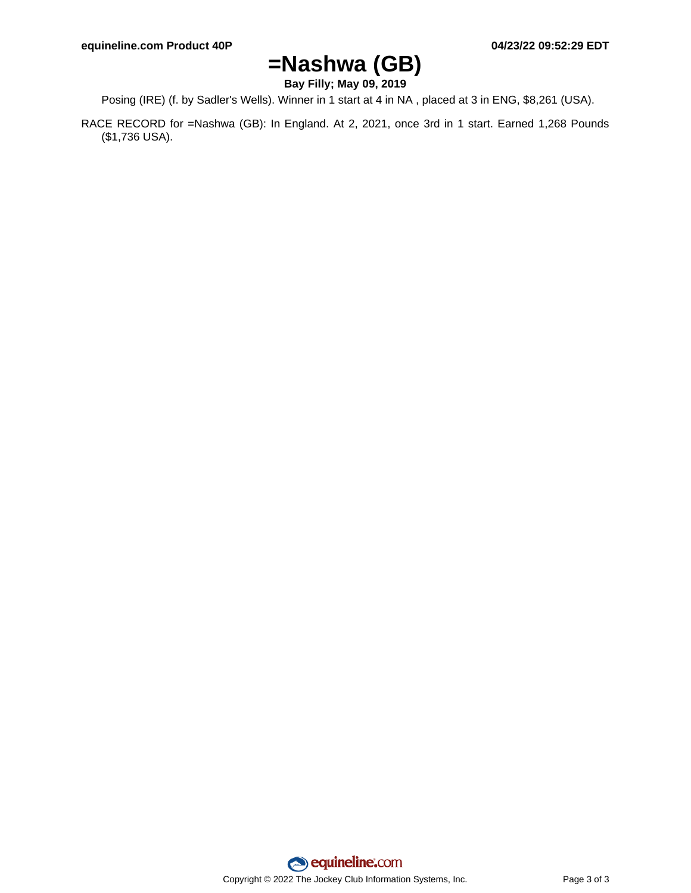# =Nashwa (GB)

**Bay Filly; May 09, 2019**

Posing (IRE) (f. by Sadler's Wells). Winner in 1 start at 4 in NA , placed at 3 in ENG, $8,261 (USA).

RACE RECORD for =Nashwa (GB): In England. At 2, 2021, once 3rd in 1 start. Earned 1,268 Pounds ($1,736 USA).